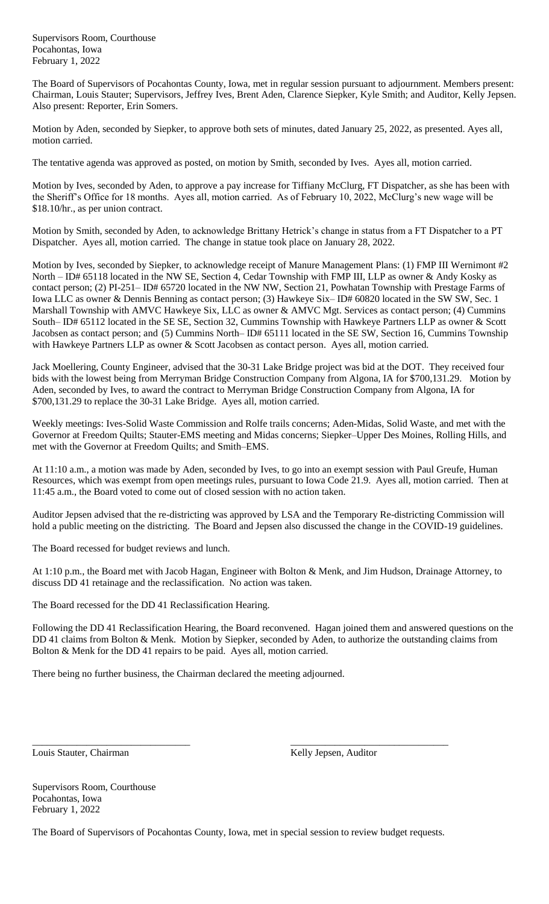Supervisors Room, Courthouse
Pocahontas, Iowa
February 1, 2022

The Board of Supervisors of Pocahontas County, Iowa, met in regular session pursuant to adjournment. Members present: Chairman, Louis Stauter; Supervisors, Jeffrey Ives, Brent Aden, Clarence Siepker, Kyle Smith; and Auditor, Kelly Jepsen. Also present: Reporter, Erin Somers.

Motion by Aden, seconded by Siepker, to approve both sets of minutes, dated January 25, 2022, as presented. Ayes all, motion carried.

The tentative agenda was approved as posted, on motion by Smith, seconded by Ives. Ayes all, motion carried.

Motion by Ives, seconded by Aden, to approve a pay increase for Tiffiany McClurg, FT Dispatcher, as she has been with the Sheriff's Office for 18 months. Ayes all, motion carried. As of February 10, 2022, McClurg's new wage will be $18.10/hr., as per union contract.

Motion by Smith, seconded by Aden, to acknowledge Brittany Hetrick's change in status from a FT Dispatcher to a PT Dispatcher. Ayes all, motion carried. The change in statue took place on January 28, 2022.

Motion by Ives, seconded by Siepker, to acknowledge receipt of Manure Management Plans: (1) FMP III Wernimont #2 North – ID# 65118 located in the NW SE, Section 4, Cedar Township with FMP III, LLP as owner & Andy Kosky as contact person; (2) PI-251– ID# 65720 located in the NW NW, Section 21, Powhatan Township with Prestage Farms of Iowa LLC as owner & Dennis Benning as contact person; (3) Hawkeye Six– ID# 60820 located in the SW SW, Sec. 1 Marshall Township with AMVC Hawkeye Six, LLC as owner & AMVC Mgt. Services as contact person; (4) Cummins South– ID# 65112 located in the SE SE, Section 32, Cummins Township with Hawkeye Partners LLP as owner & Scott Jacobsen as contact person; and (5) Cummins North– ID# 65111 located in the SE SW, Section 16, Cummins Township with Hawkeye Partners LLP as owner & Scott Jacobsen as contact person. Ayes all, motion carried.

Jack Moellering, County Engineer, advised that the 30-31 Lake Bridge project was bid at the DOT. They received four bids with the lowest being from Merryman Bridge Construction Company from Algona, IA for $700,131.29. Motion by Aden, seconded by Ives, to award the contract to Merryman Bridge Construction Company from Algona, IA for $700,131.29 to replace the 30-31 Lake Bridge. Ayes all, motion carried.

Weekly meetings: Ives-Solid Waste Commission and Rolfe trails concerns; Aden-Midas, Solid Waste, and met with the Governor at Freedom Quilts; Stauter-EMS meeting and Midas concerns; Siepker–Upper Des Moines, Rolling Hills, and met with the Governor at Freedom Quilts; and Smith–EMS.

At 11:10 a.m., a motion was made by Aden, seconded by Ives, to go into an exempt session with Paul Greufe, Human Resources, which was exempt from open meetings rules, pursuant to Iowa Code 21.9. Ayes all, motion carried. Then at 11:45 a.m., the Board voted to come out of closed session with no action taken.

Auditor Jepsen advised that the re-districting was approved by LSA and the Temporary Re-districting Commission will hold a public meeting on the districting. The Board and Jepsen also discussed the change in the COVID-19 guidelines.

The Board recessed for budget reviews and lunch.

At 1:10 p.m., the Board met with Jacob Hagan, Engineer with Bolton & Menk, and Jim Hudson, Drainage Attorney, to discuss DD 41 retainage and the reclassification. No action was taken.

The Board recessed for the DD 41 Reclassification Hearing.

Following the DD 41 Reclassification Hearing, the Board reconvened. Hagan joined them and answered questions on the DD 41 claims from Bolton & Menk. Motion by Siepker, seconded by Aden, to authorize the outstanding claims from Bolton & Menk for the DD 41 repairs to be paid. Ayes all, motion carried.

There being no further business, the Chairman declared the meeting adjourned.

\_\_\_\_\_\_\_\_\_\_\_\_\_\_\_\_\_\_\_\_\_\_\_\_\_\_\_\_\_\_ \_\_\_\_\_\_\_\_\_\_\_\_\_\_\_\_\_\_\_\_\_\_\_\_\_\_\_\_\_\_

Louis Stauter, Chairman Kelly Jepsen, Auditor

Supervisors Room, Courthouse
Pocahontas, Iowa
February 1, 2022

The Board of Supervisors of Pocahontas County, Iowa, met in special session to review budget requests.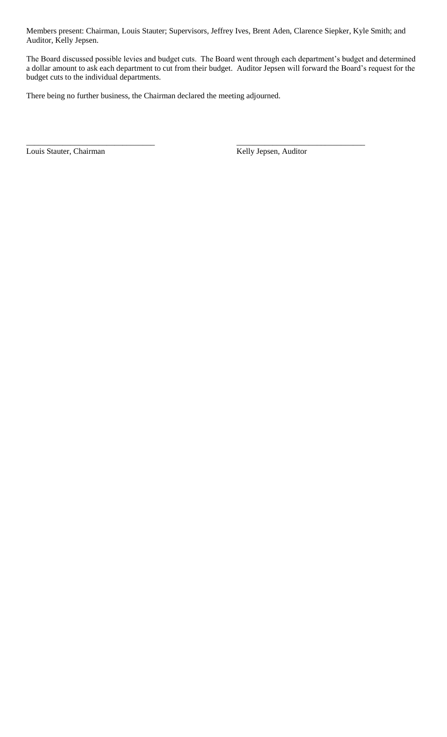Members present: Chairman, Louis Stauter; Supervisors, Jeffrey Ives, Brent Aden, Clarence Siepker, Kyle Smith; and Auditor, Kelly Jepsen.

The Board discussed possible levies and budget cuts. The Board went through each department's budget and determined a dollar amount to ask each department to cut from their budget. Auditor Jepsen will forward the Board's request for the budget cuts to the individual departments.

There being no further business, the Chairman declared the meeting adjourned.

| | |
|---|---|
| _______________________________ | _______________________________ |
| Louis Stauter, Chairman | Kelly Jepsen, Auditor |